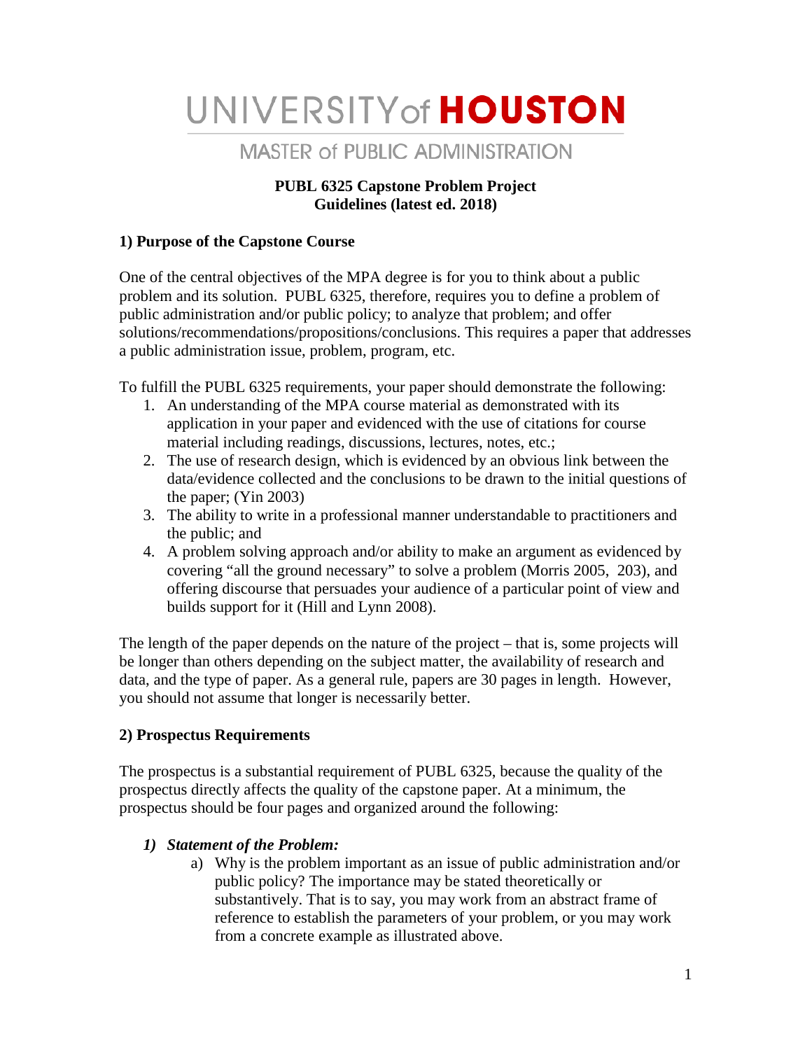# UNIVERSITY of HOUSTON

## MASTER of PUBLIC ADMINISTRATION

**PUBL 6325 Capstone Problem Project**
**Guidelines (latest ed. 2018)**

### 1) Purpose of the Capstone Course

One of the central objectives of the MPA degree is for you to think about a public problem and its solution. PUBL 6325, therefore, requires you to define a problem of public administration and/or public policy; to analyze that problem; and offer solutions/recommendations/propositions/conclusions. This requires a paper that addresses a public administration issue, problem, program, etc.

To fulfill the PUBL 6325 requirements, your paper should demonstrate the following:

1. An understanding of the MPA course material as demonstrated with its application in your paper and evidenced with the use of citations for course material including readings, discussions, lectures, notes, etc.;
2. The use of research design, which is evidenced by an obvious link between the data/evidence collected and the conclusions to be drawn to the initial questions of the paper; (Yin 2003)
3. The ability to write in a professional manner understandable to practitioners and the public; and
4. A problem solving approach and/or ability to make an argument as evidenced by covering "all the ground necessary" to solve a problem (Morris 2005, 203), and offering discourse that persuades your audience of a particular point of view and builds support for it (Hill and Lynn 2008).

The length of the paper depends on the nature of the project – that is, some projects will be longer than others depending on the subject matter, the availability of research and data, and the type of paper. As a general rule, papers are 30 pages in length. However, you should not assume that longer is necessarily better.

### 2) Prospectus Requirements

The prospectus is a substantial requirement of PUBL 6325, because the quality of the prospectus directly affects the quality of the capstone paper. At a minimum, the prospectus should be four pages and organized around the following:

1) ***Statement of the Problem:***
   a) Why is the problem important as an issue of public administration and/or public policy? The importance may be stated theoretically or substantively. That is to say, you may work from an abstract frame of reference to establish the parameters of your problem, or you may work from a concrete example as illustrated above.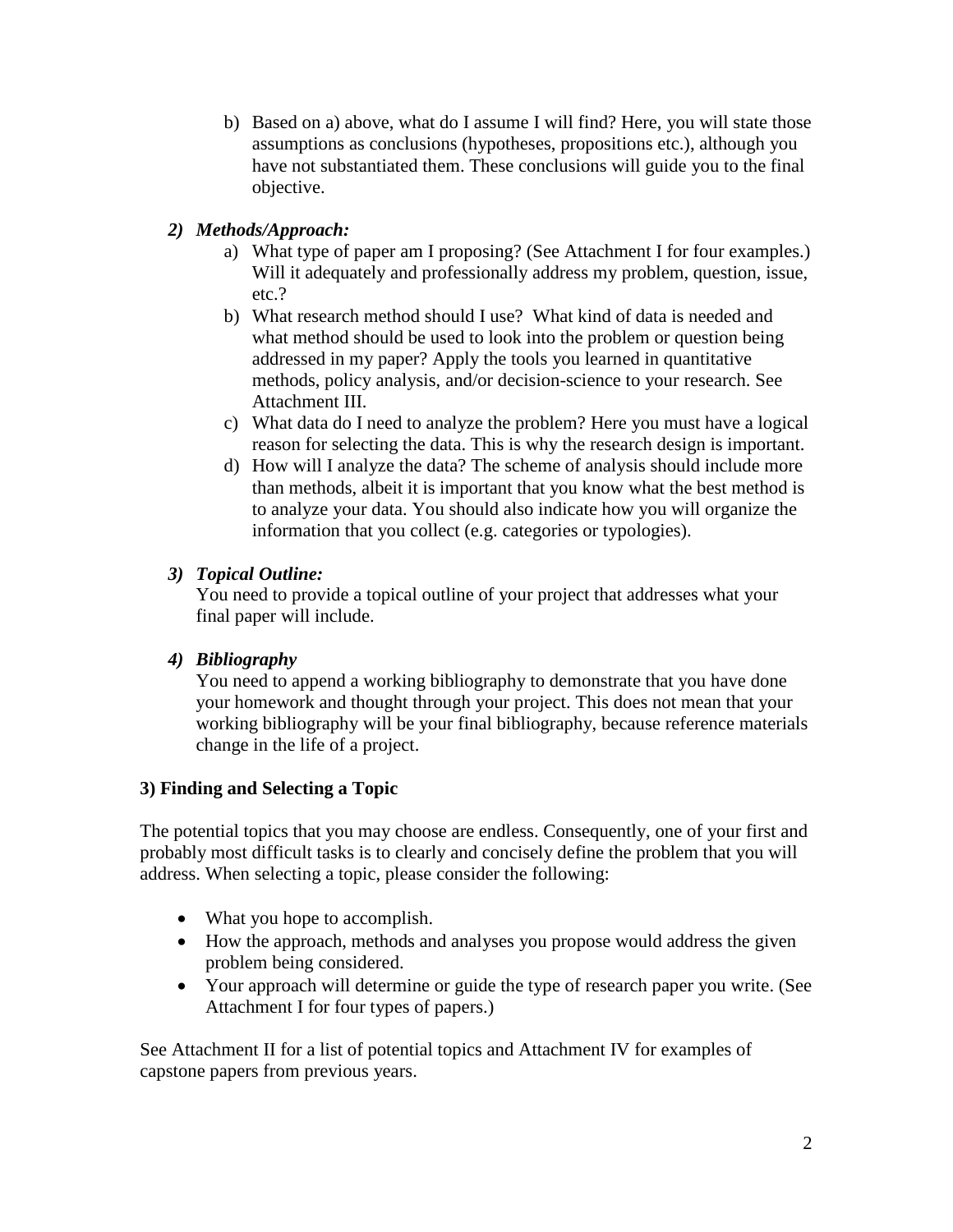b) Based on a) above, what do I assume I will find? Here, you will state those assumptions as conclusions (hypotheses, propositions etc.), although you have not substantiated them. These conclusions will guide you to the final objective.

***2) Methods/Approach:***

   a) What type of paper am I proposing? (See Attachment I for four examples.) Will it adequately and professionally address my problem, question, issue, etc.?
   b) What research method should I use? What kind of data is needed and what method should be used to look into the problem or question being addressed in my paper? Apply the tools you learned in quantitative methods, policy analysis, and/or decision-science to your research. See Attachment III.
   c) What data do I need to analyze the problem? Here you must have a logical reason for selecting the data. This is why the research design is important.
   d) How will I analyze the data? The scheme of analysis should include more than methods, albeit it is important that you know what the best method is to analyze your data. You should also indicate how you will organize the information that you collect (e.g. categories or typologies).

***3) Topical Outline:***

You need to provide a topical outline of your project that addresses what your final paper will include.

***4) Bibliography***

You need to append a working bibliography to demonstrate that you have done your homework and thought through your project. This does not mean that your working bibliography will be your final bibliography, because reference materials change in the life of a project.

## 3) Finding and Selecting a Topic

The potential topics that you may choose are endless. Consequently, one of your first and probably most difficult tasks is to clearly and concisely define the problem that you will address. When selecting a topic, please consider the following:

- What you hope to accomplish.
- How the approach, methods and analyses you propose would address the given problem being considered.
- Your approach will determine or guide the type of research paper you write. (See Attachment I for four types of papers.)

See Attachment II for a list of potential topics and Attachment IV for examples of capstone papers from previous years.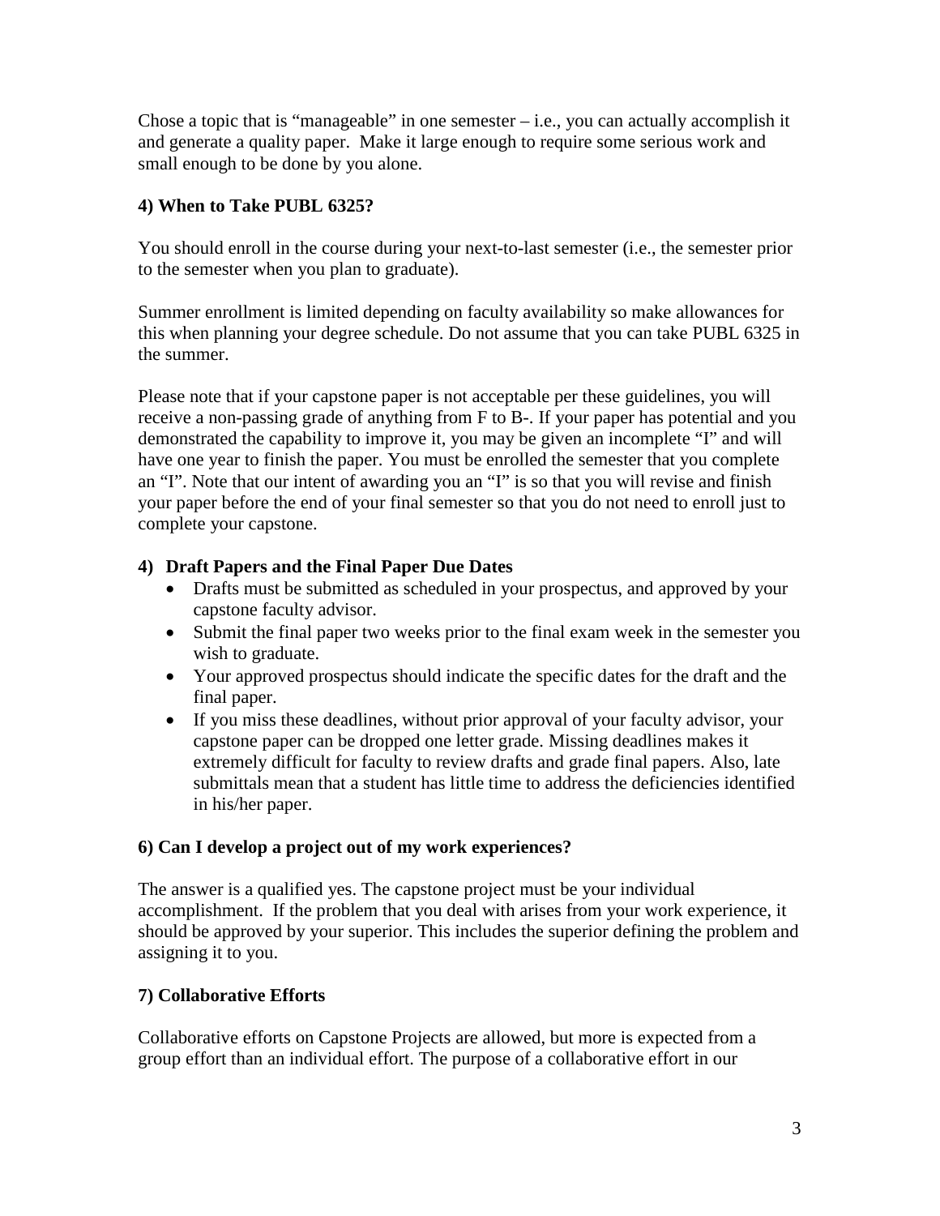Chose a topic that is "manageable" in one semester – i.e., you can actually accomplish it and generate a quality paper. Make it large enough to require some serious work and small enough to be done by you alone.

**4) When to Take PUBL 6325?**

You should enroll in the course during your next-to-last semester (i.e., the semester prior to the semester when you plan to graduate).

Summer enrollment is limited depending on faculty availability so make allowances for this when planning your degree schedule. Do not assume that you can take PUBL 6325 in the summer.

Please note that if your capstone paper is not acceptable per these guidelines, you will receive a non-passing grade of anything from F to B-. If your paper has potential and you demonstrated the capability to improve it, you may be given an incomplete "I" and will have one year to finish the paper. You must be enrolled the semester that you complete an "I". Note that our intent of awarding you an "I" is so that you will revise and finish your paper before the end of your final semester so that you do not need to enroll just to complete your capstone.

**4) Draft Papers and the Final Paper Due Dates**

- Drafts must be submitted as scheduled in your prospectus, and approved by your capstone faculty advisor.
- Submit the final paper two weeks prior to the final exam week in the semester you wish to graduate.
- Your approved prospectus should indicate the specific dates for the draft and the final paper.
- If you miss these deadlines, without prior approval of your faculty advisor, your capstone paper can be dropped one letter grade. Missing deadlines makes it extremely difficult for faculty to review drafts and grade final papers. Also, late submittals mean that a student has little time to address the deficiencies identified in his/her paper.

**6) Can I develop a project out of my work experiences?**

The answer is a qualified yes. The capstone project must be your individual accomplishment. If the problem that you deal with arises from your work experience, it should be approved by your superior. This includes the superior defining the problem and assigning it to you.

**7) Collaborative Efforts**

Collaborative efforts on Capstone Projects are allowed, but more is expected from a group effort than an individual effort. The purpose of a collaborative effort in our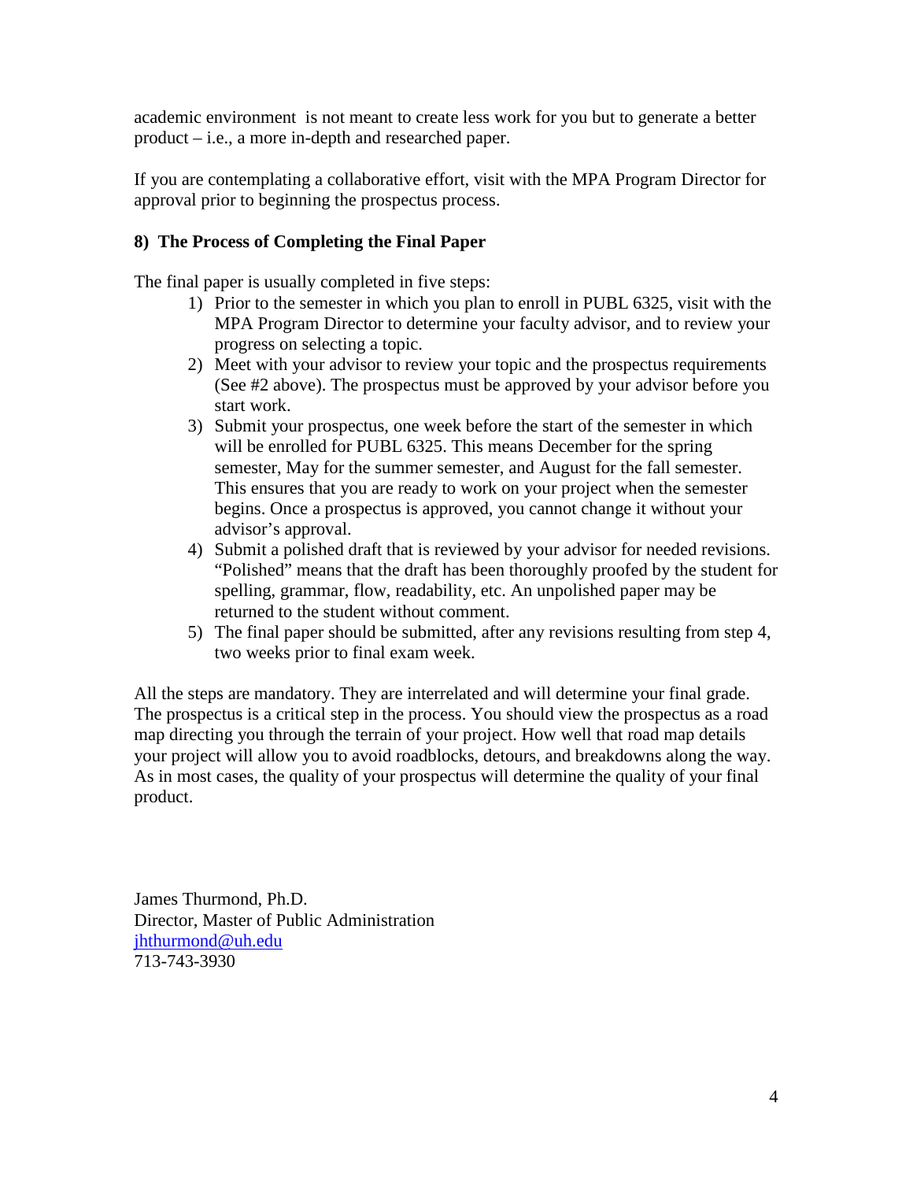academic environment is not meant to create less work for you but to generate a better product – i.e., a more in-depth and researched paper.

If you are contemplating a collaborative effort, visit with the MPA Program Director for approval prior to beginning the prospectus process.

**8) The Process of Completing the Final Paper**

The final paper is usually completed in five steps:

1) Prior to the semester in which you plan to enroll in PUBL 6325, visit with the MPA Program Director to determine your faculty advisor, and to review your progress on selecting a topic.
2) Meet with your advisor to review your topic and the prospectus requirements (See #2 above). The prospectus must be approved by your advisor before you start work.
3) Submit your prospectus, one week before the start of the semester in which will be enrolled for PUBL 6325. This means December for the spring semester, May for the summer semester, and August for the fall semester. This ensures that you are ready to work on your project when the semester begins. Once a prospectus is approved, you cannot change it without your advisor's approval.
4) Submit a polished draft that is reviewed by your advisor for needed revisions. "Polished" means that the draft has been thoroughly proofed by the student for spelling, grammar, flow, readability, etc. An unpolished paper may be returned to the student without comment.
5) The final paper should be submitted, after any revisions resulting from step 4, two weeks prior to final exam week.

All the steps are mandatory. They are interrelated and will determine your final grade. The prospectus is a critical step in the process. You should view the prospectus as a road map directing you through the terrain of your project. How well that road map details your project will allow you to avoid roadblocks, detours, and breakdowns along the way. As in most cases, the quality of your prospectus will determine the quality of your final product.

James Thurmond, Ph.D.
Director, Master of Public Administration
jhthurmond@uh.edu
713-743-3930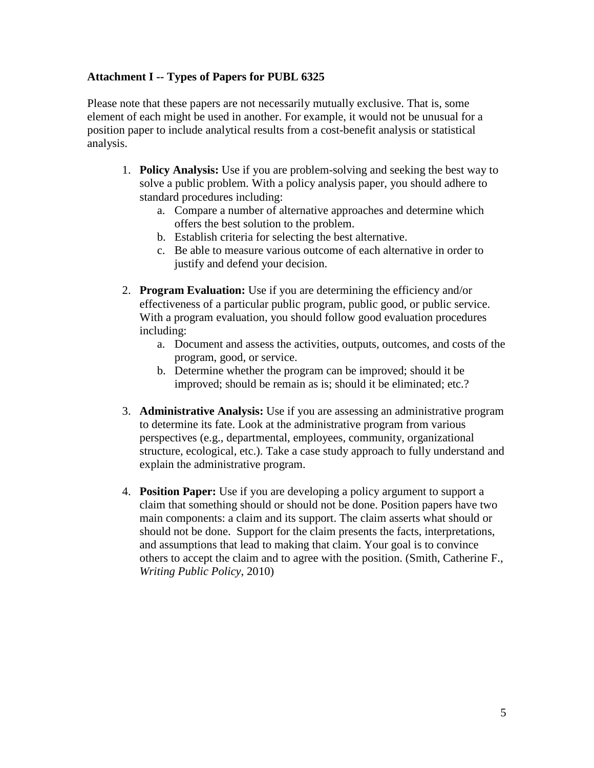**Attachment I -- Types of Papers for PUBL 6325**

Please note that these papers are not necessarily mutually exclusive. That is, some element of each might be used in another. For example, it would not be unusual for a position paper to include analytical results from a cost-benefit analysis or statistical analysis.

1. **Policy Analysis:** Use if you are problem-solving and seeking the best way to solve a public problem. With a policy analysis paper, you should adhere to standard procedures including:
    a. Compare a number of alternative approaches and determine which offers the best solution to the problem.
    b. Establish criteria for selecting the best alternative.
    c. Be able to measure various outcome of each alternative in order to justify and defend your decision.

2. **Program Evaluation:** Use if you are determining the efficiency and/or effectiveness of a particular public program, public good, or public service. With a program evaluation, you should follow good evaluation procedures including:
    a. Document and assess the activities, outputs, outcomes, and costs of the program, good, or service.
    b. Determine whether the program can be improved; should it be improved; should be remain as is; should it be eliminated; etc.?

3. **Administrative Analysis:** Use if you are assessing an administrative program to determine its fate. Look at the administrative program from various perspectives (e.g., departmental, employees, community, organizational structure, ecological, etc.). Take a case study approach to fully understand and explain the administrative program.

4. **Position Paper:** Use if you are developing a policy argument to support a claim that something should or should not be done. Position papers have two main components: a claim and its support. The claim asserts what should or should not be done. Support for the claim presents the facts, interpretations, and assumptions that lead to making that claim. Your goal is to convince others to accept the claim and to agree with the position. (Smith, Catherine F., *Writing Public Policy*, 2010)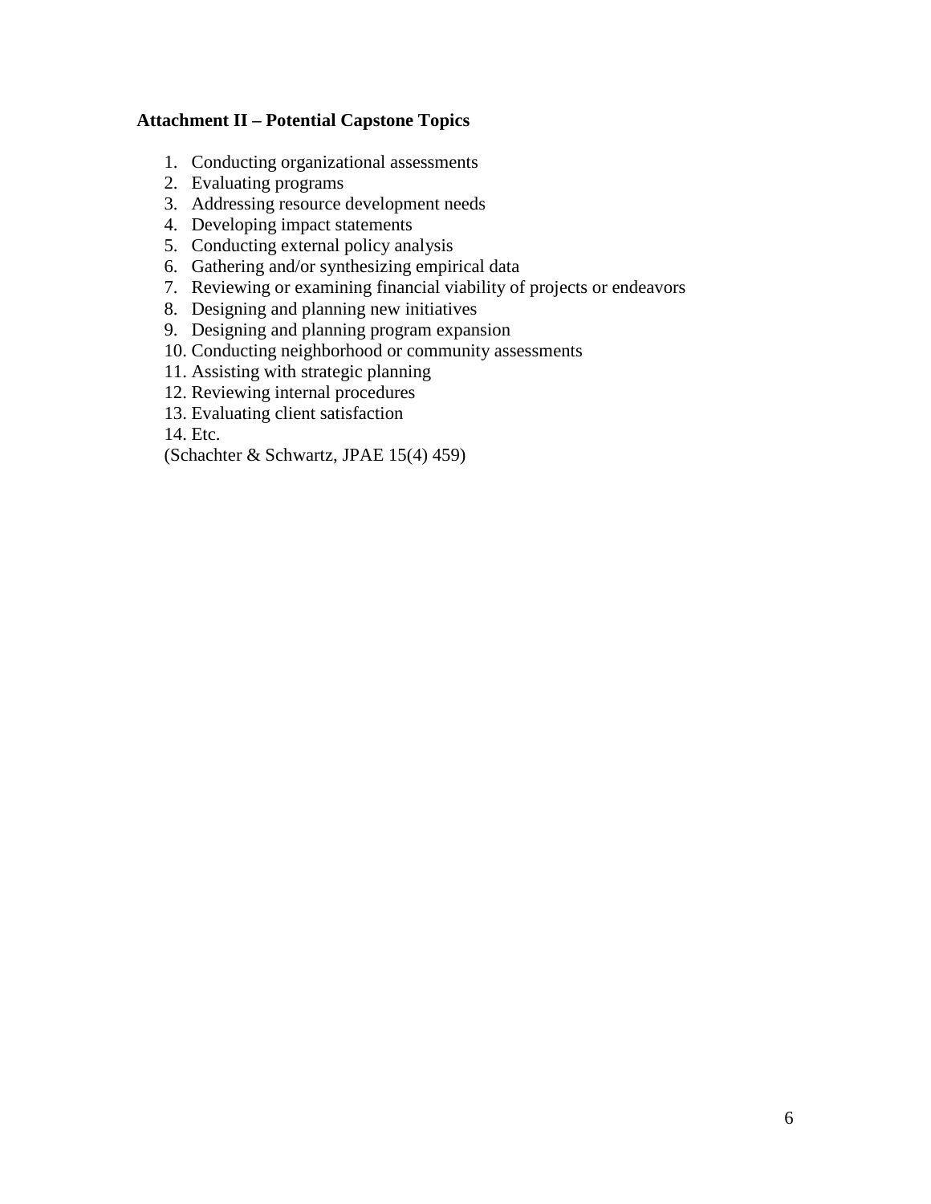**Attachment II – Potential Capstone Topics**

1. Conducting organizational assessments
2. Evaluating programs
3. Addressing resource development needs
4. Developing impact statements
5. Conducting external policy analysis
6. Gathering and/or synthesizing empirical data
7. Reviewing or examining financial viability of projects or endeavors
8. Designing and planning new initiatives
9. Designing and planning program expansion
10. Conducting neighborhood or community assessments
11. Assisting with strategic planning
12. Reviewing internal procedures
13. Evaluating client satisfaction
14. Etc.

(Schachter & Schwartz, JPAE 15(4) 459)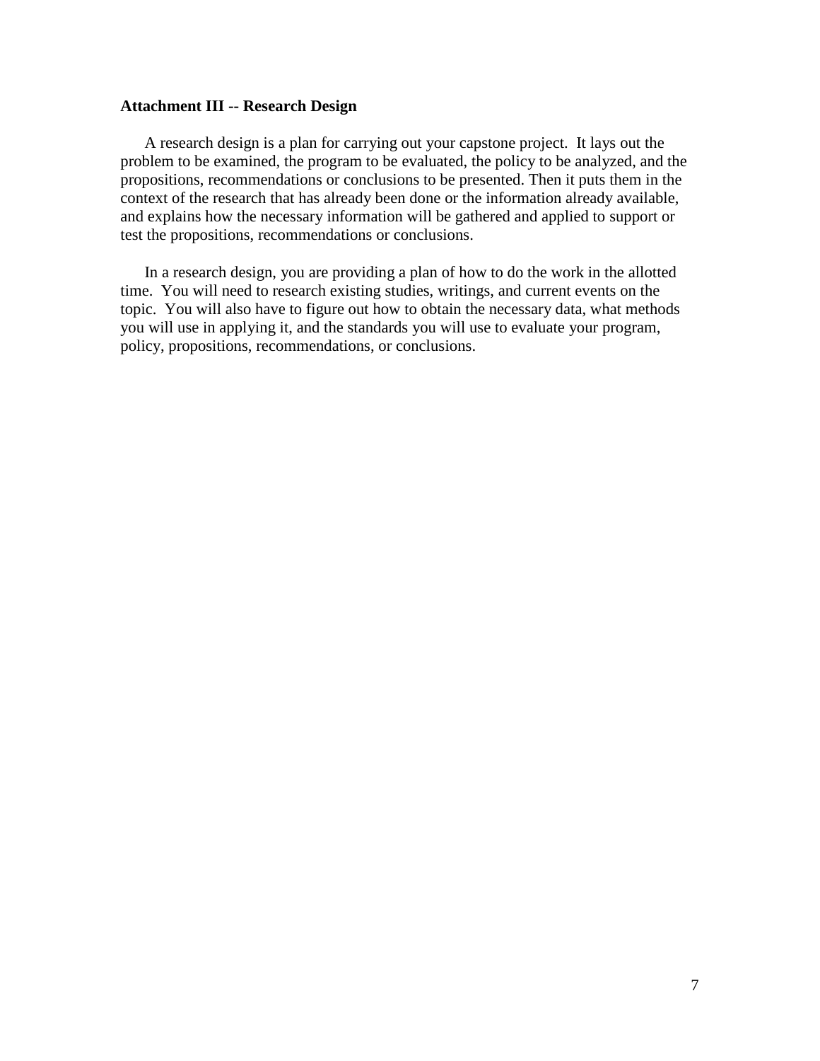**Attachment III -- Research Design**

A research design is a plan for carrying out your capstone project. It lays out the problem to be examined, the program to be evaluated, the policy to be analyzed, and the propositions, recommendations or conclusions to be presented. Then it puts them in the context of the research that has already been done or the information already available, and explains how the necessary information will be gathered and applied to support or test the propositions, recommendations or conclusions.

In a research design, you are providing a plan of how to do the work in the allotted time. You will need to research existing studies, writings, and current events on the topic. You will also have to figure out how to obtain the necessary data, what methods you will use in applying it, and the standards you will use to evaluate your program, policy, propositions, recommendations, or conclusions.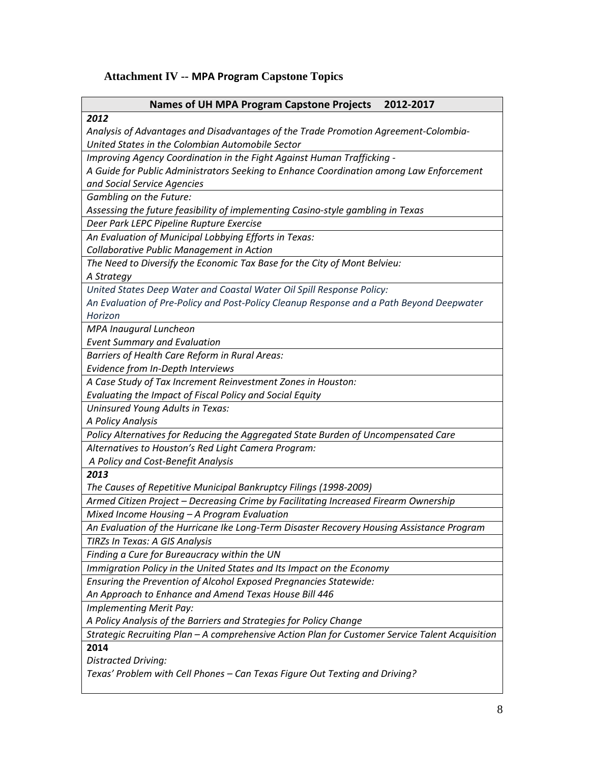## Attachment IV -- MPA Program Capstone Topics

| Names of UH MPA Program Capstone Projects 2012-2017 |
|---|
| ***2012*** |
| *Analysis of Advantages and Disadvantages of the Trade Promotion Agreement-Colombia-United States in the Colombian Automobile Sector* |
| *Improving Agency Coordination in the Fight Against Human Trafficking - A Guide for Public Administrators Seeking to Enhance Coordination among Law Enforcement and Social Service Agencies* |
| *Gambling on the Future: Assessing the future feasibility of implementing Casino-style gambling in Texas* |
| *Deer Park LEPC Pipeline Rupture Exercise* |
| *An Evaluation of Municipal Lobbying Efforts in Texas: Collaborative Public Management in Action* |
| *The Need to Diversify the Economic Tax Base for the City of Mont Belvieu: A Strategy* |
| *United States Deep Water and Coastal Water Oil Spill Response Policy: An Evaluation of Pre-Policy and Post-Policy Cleanup Response and a Path Beyond Deepwater Horizon* |
| *MPA Inaugural Luncheon Event Summary and Evaluation* |
| *Barriers of Health Care Reform in Rural Areas: Evidence from In-Depth Interviews* |
| *A Case Study of Tax Increment Reinvestment Zones in Houston: Evaluating the Impact of Fiscal Policy and Social Equity* |
| *Uninsured Young Adults in Texas: A Policy Analysis* |
| *Policy Alternatives for Reducing the Aggregated State Burden of Uncompensated Care* |
| *Alternatives to Houston's Red Light Camera Program: A Policy and Cost-Benefit Analysis* |
| ***2013*** |
| *The Causes of Repetitive Municipal Bankruptcy Filings (1998-2009)* |
| *Armed Citizen Project – Decreasing Crime by Facilitating Increased Firearm Ownership* |
| *Mixed Income Housing – A Program Evaluation* |
| *An Evaluation of the Hurricane Ike Long-Term Disaster Recovery Housing Assistance Program* |
| *TIRZs In Texas: A GIS Analysis* |
| *Finding a Cure for Bureaucracy within the UN* |
| *Immigration Policy in the United States and Its Impact on the Economy* |
| *Ensuring the Prevention of Alcohol Exposed Pregnancies Statewide: An Approach to Enhance and Amend Texas House Bill 446* |
| *Implementing Merit Pay: A Policy Analysis of the Barriers and Strategies for Policy Change* |
| *Strategic Recruiting Plan – A comprehensive Action Plan for Customer Service Talent Acquisition* |
| **2014** |
| *Distracted Driving: Texas' Problem with Cell Phones – Can Texas Figure Out Texting and Driving?* |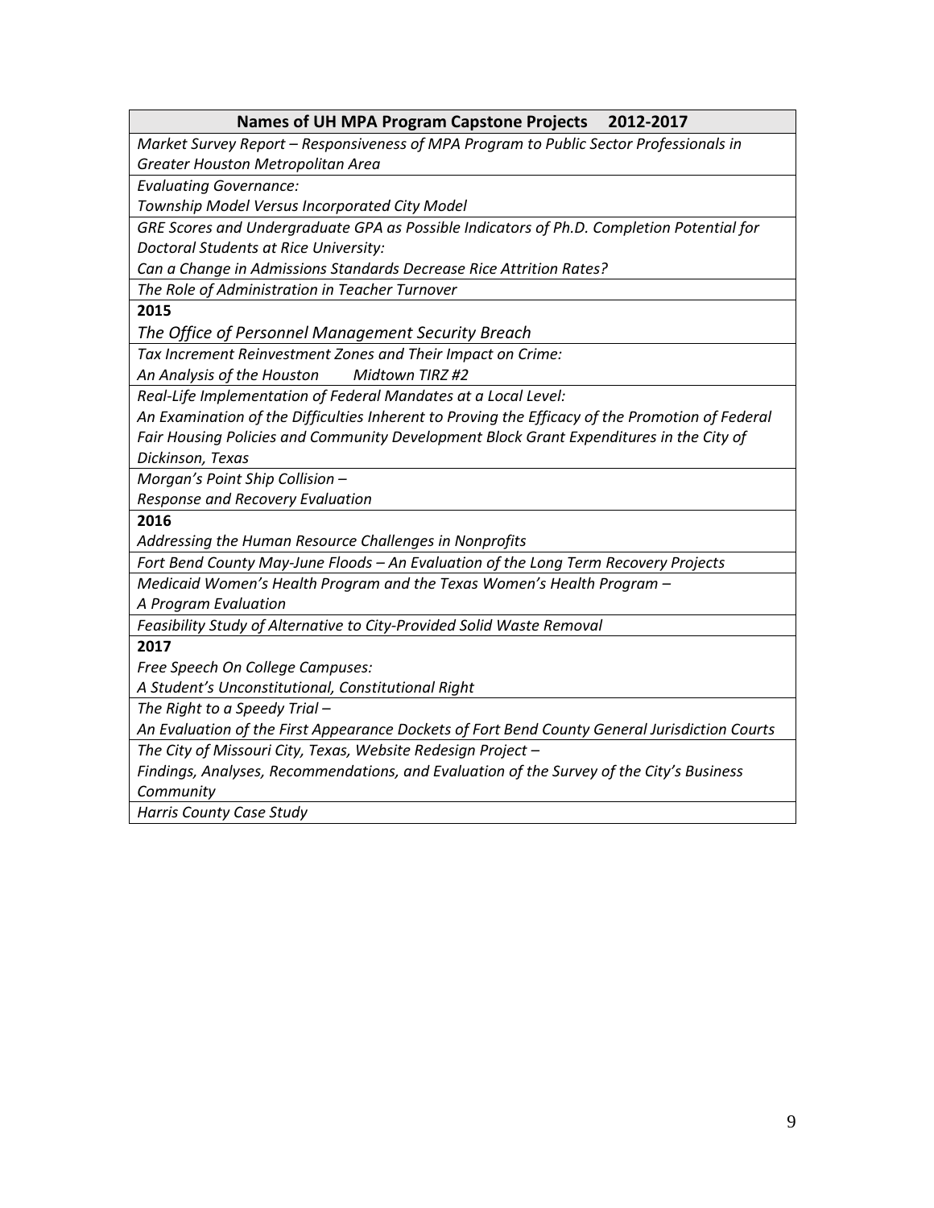| **Names of UH MPA Program Capstone Projects 2012-2017** |
| --- |
| *Market Survey Report – Responsiveness of MPA Program to Public Sector Professionals in Greater Houston Metropolitan Area* |
| *Evaluating Governance: Township Model Versus Incorporated City Model* |
| *GRE Scores and Undergraduate GPA as Possible Indicators of Ph.D. Completion Potential for Doctoral Students at Rice University: Can a Change in Admissions Standards Decrease Rice Attrition Rates?* |
| *The Role of Administration in Teacher Turnover* |
| **2015** *The Office of Personnel Management Security Breach* |
| *Tax Increment Reinvestment Zones and Their Impact on Crime: An Analysis of the Houston Midtown TIRZ #2* |
| *Real-Life Implementation of Federal Mandates at a Local Level: An Examination of the Difficulties Inherent to Proving the Efficacy of the Promotion of Federal Fair Housing Policies and Community Development Block Grant Expenditures in the City of Dickinson, Texas* |
| *Morgan's Point Ship Collision – Response and Recovery Evaluation* |
| **2016** *Addressing the Human Resource Challenges in Nonprofits* |
| *Fort Bend County May-June Floods – An Evaluation of the Long Term Recovery Projects* |
| *Medicaid Women's Health Program and the Texas Women's Health Program – A Program Evaluation* |
| *Feasibility Study of Alternative to City-Provided Solid Waste Removal* |
| **2017** *Free Speech On College Campuses: A Student's Unconstitutional, Constitutional Right* |
| *The Right to a Speedy Trial – An Evaluation of the First Appearance Dockets of Fort Bend County General Jurisdiction Courts* |
| *The City of Missouri City, Texas, Website Redesign Project – Findings, Analyses, Recommendations, and Evaluation of the Survey of the City's Business Community* |
| *Harris County Case Study* |